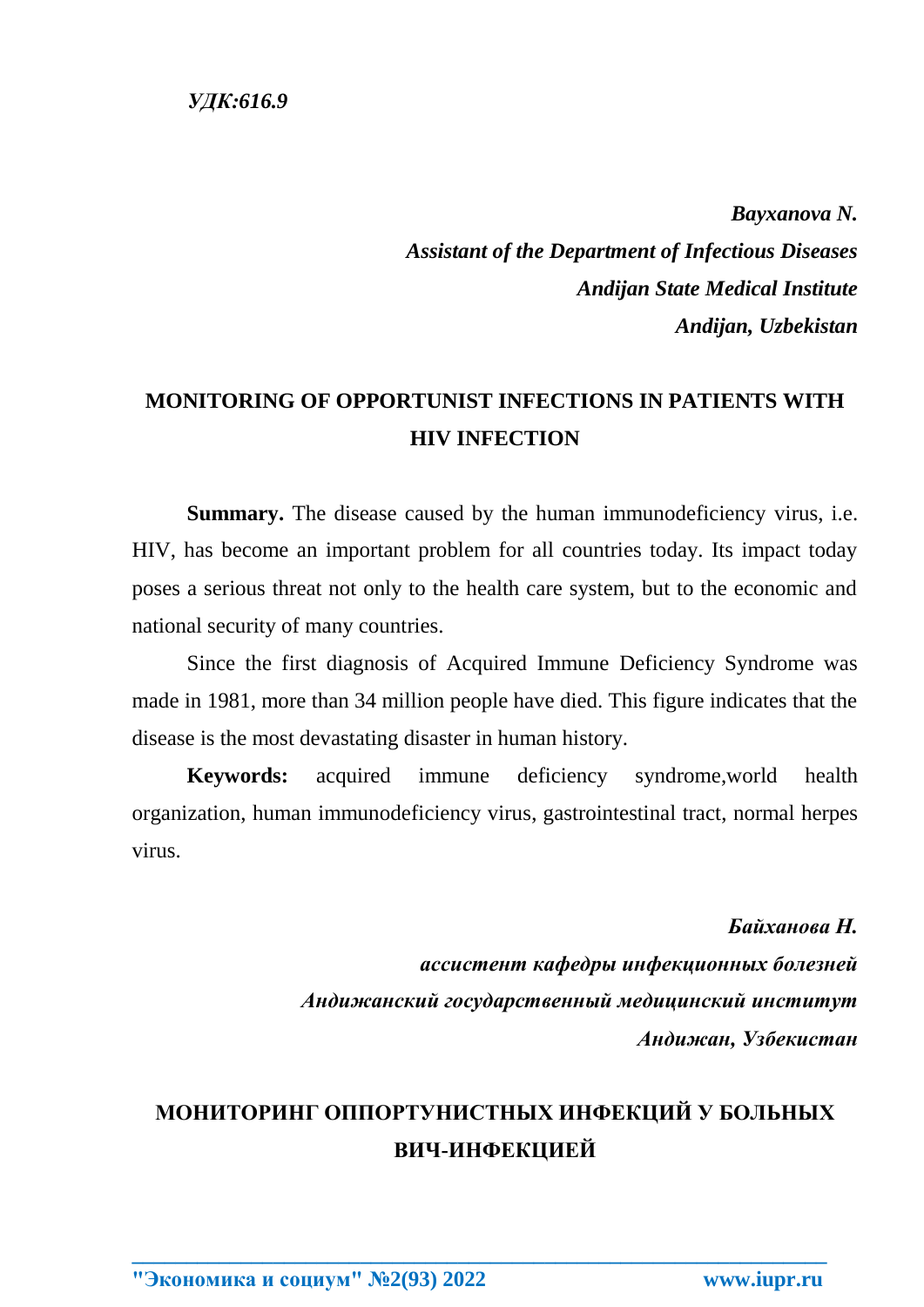***УДК:616.9***

***Bayxanova N.***
***Assistant of the Department of Infectious Diseases***
***Andijan State Medical Institute***
***Andijan, Uzbekistan***

# MONITORING OF OPPORTUNIST INFECTIONS IN PATIENTS WITH HIV INFECTION

**Summary.** The disease caused by the human immunodeficiency virus, i.e. HIV, has become an important problem for all countries today. Its impact today poses a serious threat not only to the health care system, but to the economic and national security of many countries.

Since the first diagnosis of Acquired Immune Deficiency Syndrome was made in 1981, more than 34 million people have died. This figure indicates that the disease is the most devastating disaster in human history.

**Keywords:** acquired immune deficiency syndrome,world health organization, human immunodeficiency virus, gastrointestinal tract, normal herpes virus.

***Байханова Н.***
***ассистент кафедры инфекционных болезней***
***Андижанский государственный медицинский институт***
***Андижан, Узбекистан***

# МОНИТОРИНГ ОППОРТУНИСТНЫХ ИНФЕКЦИЙ У БОЛЬНЫХ ВИЧ-ИНФЕКЦИЕЙ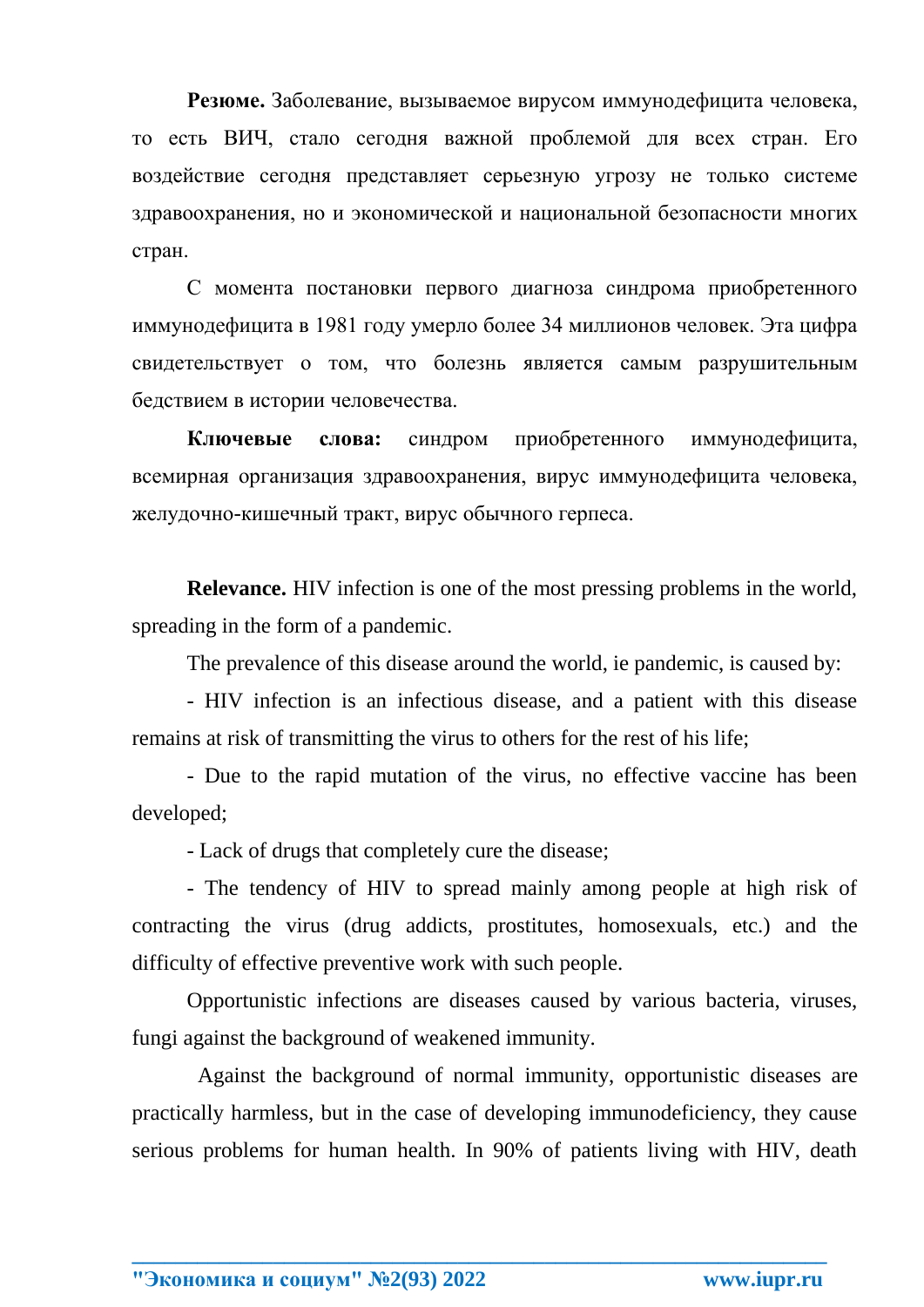**Резюме.** Заболевание, вызываемое вирусом иммунодефицита человека, то есть ВИЧ, стало сегодня важной проблемой для всех стран. Его воздействие сегодня представляет серьезную угрозу не только системе здравоохранения, но и экономической и национальной безопасности многих стран.

С момента постановки первого диагноза синдрома приобретенного иммунодефицита в 1981 году умерло более 34 миллионов человек. Эта цифра свидетельствует о том, что болезнь является самым разрушительным бедствием в истории человечества.

**Ключевые слова:** синдром приобретенного иммунодефицита, всемирная организация здравоохранения, вирус иммунодефицита человека, желудочно-кишечный тракт, вирус обычного герпеса.

**Relevance.** HIV infection is one of the most pressing problems in the world, spreading in the form of a pandemic.

The prevalence of this disease around the world, ie pandemic, is caused by:

- HIV infection is an infectious disease, and a patient with this disease remains at risk of transmitting the virus to others for the rest of his life;
- Due to the rapid mutation of the virus, no effective vaccine has been developed;
- Lack of drugs that completely cure the disease;
- The tendency of HIV to spread mainly among people at high risk of contracting the virus (drug addicts, prostitutes, homosexuals, etc.) and the difficulty of effective preventive work with such people.

Opportunistic infections are diseases caused by various bacteria, viruses, fungi against the background of weakened immunity.

Against the background of normal immunity, opportunistic diseases are practically harmless, but in the case of developing immunodeficiency, they cause serious problems for human health. In 90% of patients living with HIV, death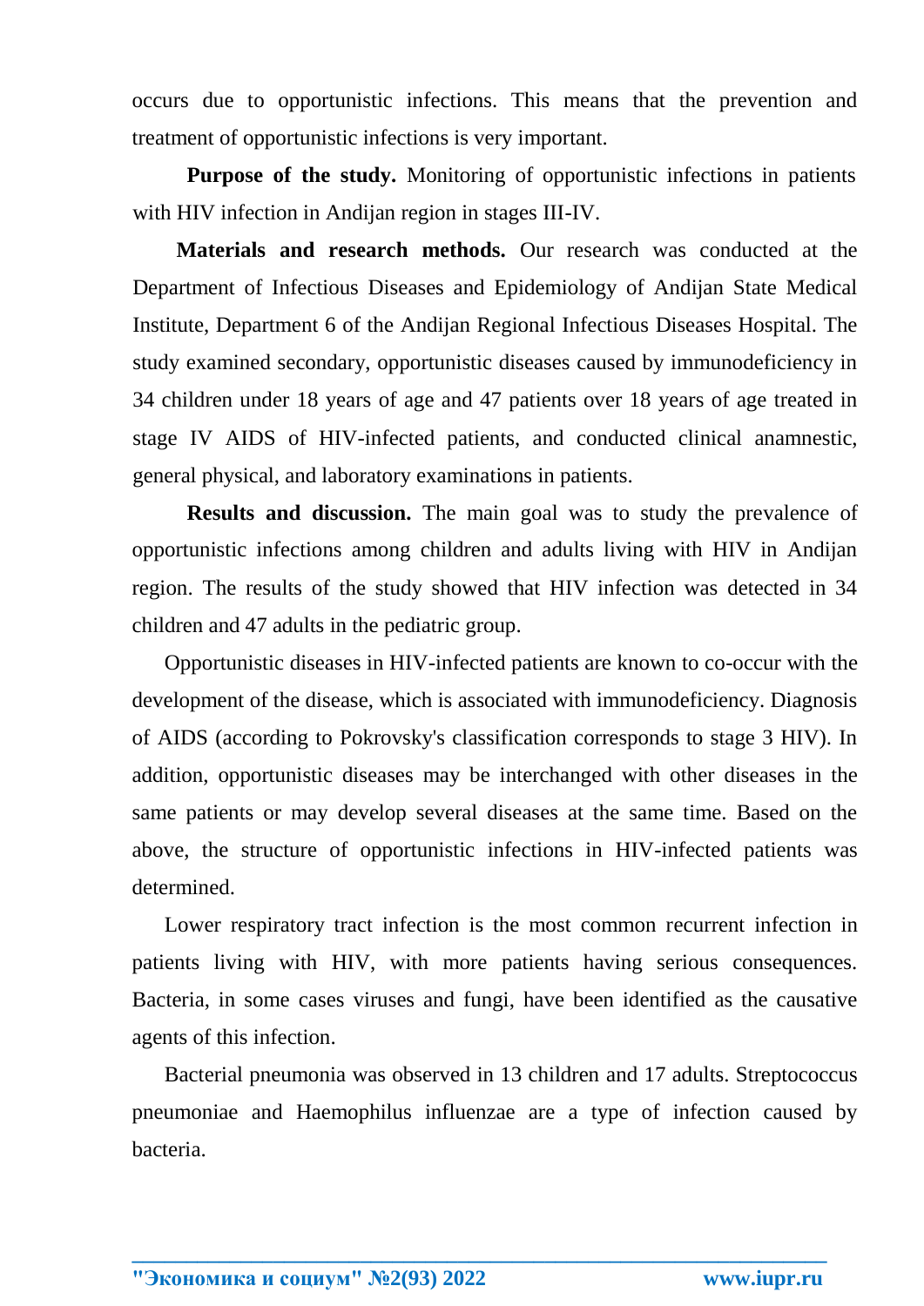occurs due to opportunistic infections. This means that the prevention and treatment of opportunistic infections is very important.

**Purpose of the study.** Monitoring of opportunistic infections in patients with HIV infection in Andijan region in stages III-IV.

**Materials and research methods.** Our research was conducted at the Department of Infectious Diseases and Epidemiology of Andijan State Medical Institute, Department 6 of the Andijan Regional Infectious Diseases Hospital. The study examined secondary, opportunistic diseases caused by immunodeficiency in 34 children under 18 years of age and 47 patients over 18 years of age treated in stage IV AIDS of HIV-infected patients, and conducted clinical anamnestic, general physical, and laboratory examinations in patients.

**Results and discussion.** The main goal was to study the prevalence of opportunistic infections among children and adults living with HIV in Andijan region. The results of the study showed that HIV infection was detected in 34 children and 47 adults in the pediatric group.

Opportunistic diseases in HIV-infected patients are known to co-occur with the development of the disease, which is associated with immunodeficiency. Diagnosis of AIDS (according to Pokrovsky's classification corresponds to stage 3 HIV). In addition, opportunistic diseases may be interchanged with other diseases in the same patients or may develop several diseases at the same time. Based on the above, the structure of opportunistic infections in HIV-infected patients was determined.

Lower respiratory tract infection is the most common recurrent infection in patients living with HIV, with more patients having serious consequences. Bacteria, in some cases viruses and fungi, have been identified as the causative agents of this infection.

Bacterial pneumonia was observed in 13 children and 17 adults. Streptococcus pneumoniae and Haemophilus influenzae are a type of infection caused by bacteria.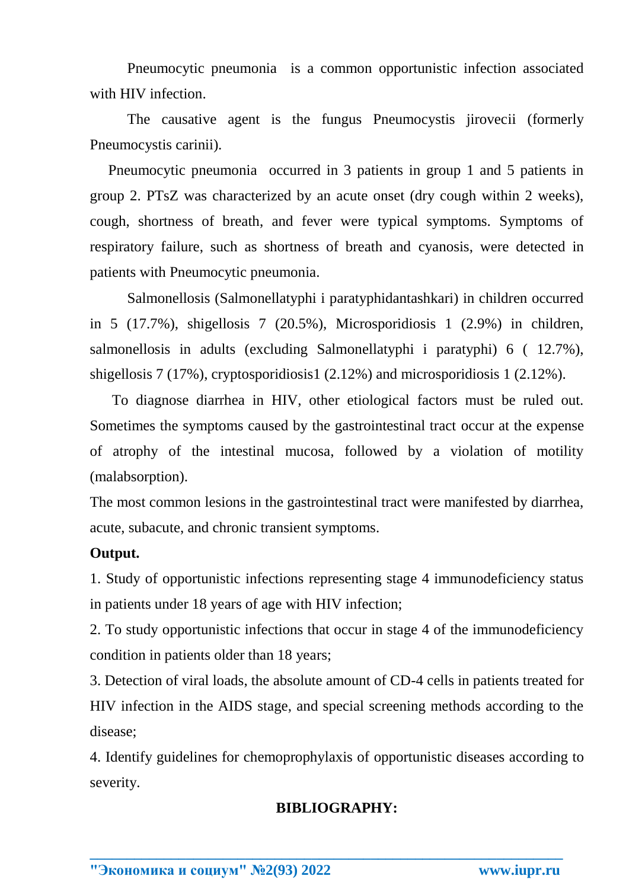Pneumocytic pneumonia is a common opportunistic infection associated with HIV infection.

The causative agent is the fungus Pneumocystis jirovecii (formerly Pneumocystis carinii).

Pneumocytic pneumonia occurred in 3 patients in group 1 and 5 patients in group 2. PTsZ was characterized by an acute onset (dry cough within 2 weeks), cough, shortness of breath, and fever were typical symptoms. Symptoms of respiratory failure, such as shortness of breath and cyanosis, were detected in patients with Pneumocytic pneumonia.

Salmonellosis (Salmonellatyphi i paratyphidantashkari) in children occurred in 5 (17.7%), shigellosis 7 (20.5%), Microsporidiosis 1 (2.9%) in children, salmonellosis in adults (excluding Salmonellatyphi i paratyphi) 6 ( 12.7%), shigellosis 7 (17%), cryptosporidiosis1 (2.12%) and microsporidiosis 1 (2.12%).

To diagnose diarrhea in HIV, other etiological factors must be ruled out. Sometimes the symptoms caused by the gastrointestinal tract occur at the expense of atrophy of the intestinal mucosa, followed by a violation of motility (malabsorption).

The most common lesions in the gastrointestinal tract were manifested by diarrhea, acute, subacute, and chronic transient symptoms.

**Output.**

1. Study of opportunistic infections representing stage 4 immunodeficiency status in patients under 18 years of age with HIV infection;
2. To study opportunistic infections that occur in stage 4 of the immunodeficiency condition in patients older than 18 years;
3. Detection of viral loads, the absolute amount of CD-4 cells in patients treated for HIV infection in the AIDS stage, and special screening methods according to the disease;
4. Identify guidelines for chemoprophylaxis of opportunistic diseases according to severity.

**BIBLIOGRAPHY:**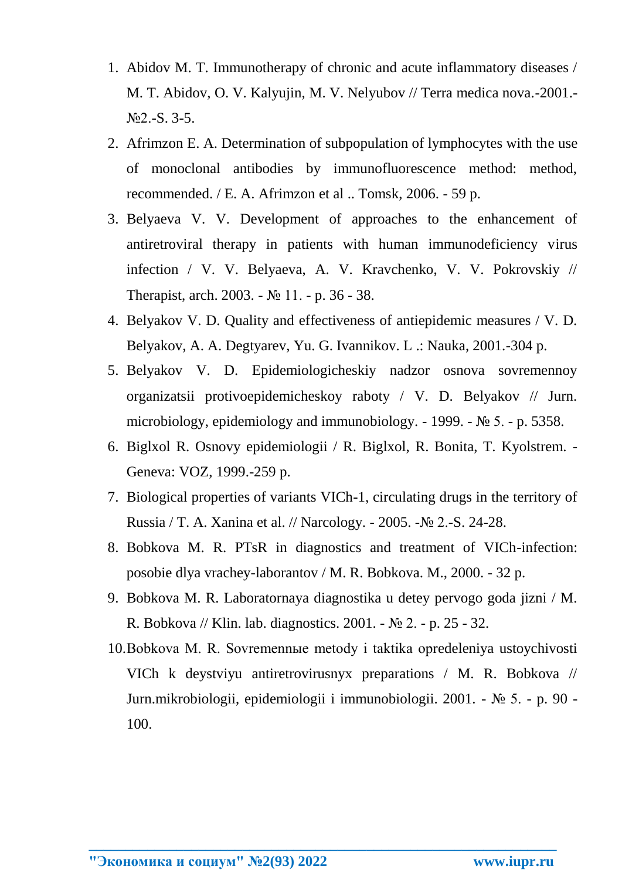1. Abidov M. T. Immunotherapy of chronic and acute inflammatory diseases / M. T. Abidov, O. V. Kalyujin, M. V. Nelyubov // Terra medica nova.-2001.-№2.-S. 3-5.
2. Afrimzon E. A. Determination of subpopulation of lymphocytes with the use of monoclonal antibodies by immunofluorescence method: method, recommended. / E. A. Afrimzon et al .. Tomsk, 2006. - 59 p.
3. Belyaeva V. V. Development of approaches to the enhancement of antiretroviral therapy in patients with human immunodeficiency virus infection / V. V. Belyaeva, A. V. Kravchenko, V. V. Pokrovskiy // Therapist, arch. 2003. - № 11. - p. 36 - 38.
4. Belyakov V. D. Quality and effectiveness of antiepidemic measures / V. D. Belyakov, A. A. Degtyarev, Yu. G. Ivannikov. L .: Nauka, 2001.-304 p.
5. Belyakov V. D. Epidemiologicheskiy nadzor osnova sovremennoy organizatsii protivoepidemicheskoy raboty / V. D. Belyakov // Jurn. microbiology, epidemiology and immunobiology. - 1999. - № 5. - p. 5358.
6. Biglxol R. Osnovy epidemiologii / R. Biglxol, R. Bonita, T. Kyolstrem. - Geneva: VOZ, 1999.-259 p.
7. Biological properties of variants VICh-1, circulating drugs in the territory of Russia / T. A. Xanina et al. // Narcology. - 2005. -№ 2.-S. 24-28.
8. Bobkova M. R. PTsR in diagnostics and treatment of VICh-infection: posobie dlya vrachey-laborantov / M. R. Bobkova. M., 2000. - 32 p.
9. Bobkova M. R. Laboratornaya diagnostika u detey pervogo goda jizni / M. R. Bobkova // Klin. lab. diagnostics. 2001. - № 2. - p. 25 - 32.
10. Bobkova M. R. Sovremenные metody i taktika opredeleniya ustoychivosti VICh k deystviyu antiretrovirusnyx preparations / M. R. Bobkova // Jurn.mikrobiologii, epidemiologii i immunobiologii. 2001. - № 5. - p. 90 - 100.